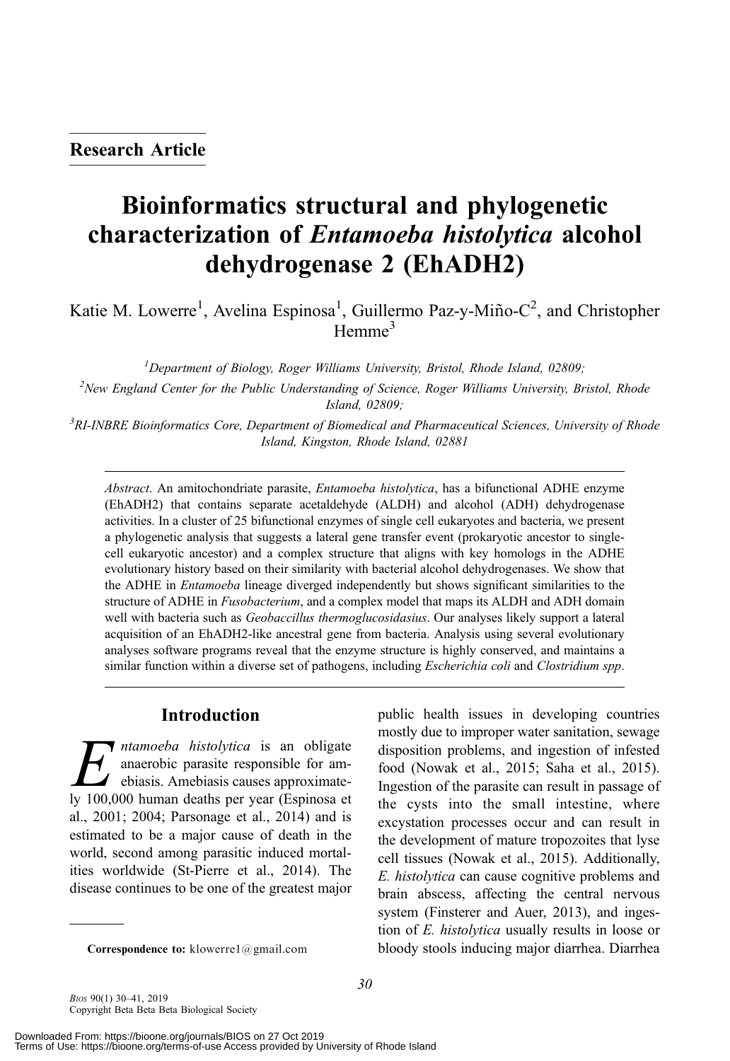Research Article

# Bioinformatics structural and phylogenetic characterization of *Entamoeba histolytica* alcohol dehydrogenase 2 (EhADH2)

Katie M. Lowerre[1], Avelina Espinosa[1], Guillermo Paz-y-Miño-C[2], and Christopher Hemme[3]

[1]*Department of Biology, Roger Williams University, Bristol, Rhode Island, 02809;*

[2]*New England Center for the Public Understanding of Science, Roger Williams University, Bristol, Rhode Island, 02809;*

[3]*RI-INBRE Bioinformatics Core, Department of Biomedical and Pharmaceutical Sciences, University of Rhode Island, Kingston, Rhode Island, 02881*

*Abstract*. An amitochondriate parasite, *Entamoeba histolytica*, has a bifunctional ADHE enzyme (EhADH2) that contains separate acetaldehyde (ALDH) and alcohol (ADH) dehydrogenase activities. In a cluster of 25 bifunctional enzymes of single cell eukaryotes and bacteria, we present a phylogenetic analysis that suggests a lateral gene transfer event (prokaryotic ancestor to single-cell eukaryotic ancestor) and a complex structure that aligns with key homologs in the ADHE evolutionary history based on their similarity with bacterial alcohol dehydrogenases. We show that the ADHE in *Entamoeba* lineage diverged independently but shows significant similarities to the structure of ADHE in *Fusobacterium*, and a complex model that maps its ALDH and ADH domain well with bacteria such as *Geobaccillus thermoglucosidasius*. Our analyses likely support a lateral acquisition of an EhADH2-like ancestral gene from bacteria. Analysis using several evolutionary analyses software programs reveal that the enzyme structure is highly conserved, and maintains a similar function within a diverse set of pathogens, including *Escherichia coli* and *Clostridium spp*.

## Introduction

*Entamoeba histolytica* is an obligate anaerobic parasite responsible for amebiasis. Amebiasis causes approximately 100,000 human deaths per year (Espinosa et al., 2001; 2004; Parsonage et al., 2014) and is estimated to be a major cause of death in the world, second among parasitic induced mortalities worldwide (St-Pierre et al., 2014). The disease continues to be one of the greatest major public health issues in developing countries mostly due to improper water sanitation, sewage disposition problems, and ingestion of infested food (Nowak et al., 2015; Saha et al., 2015). Ingestion of the parasite can result in passage of the cysts into the small intestine, where excystation processes occur and can result in the development of mature tropozoites that lyse cell tissues (Nowak et al., 2015). Additionally, *E. histolytica* can cause cognitive problems and brain abscess, affecting the central nervous system (Finsterer and Auer, 2013), and ingestion of *E. histolytica* usually results in loose or bloody stools inducing major diarrhea. Diarrhea

**Correspondence to:** klowerre1@gmail.com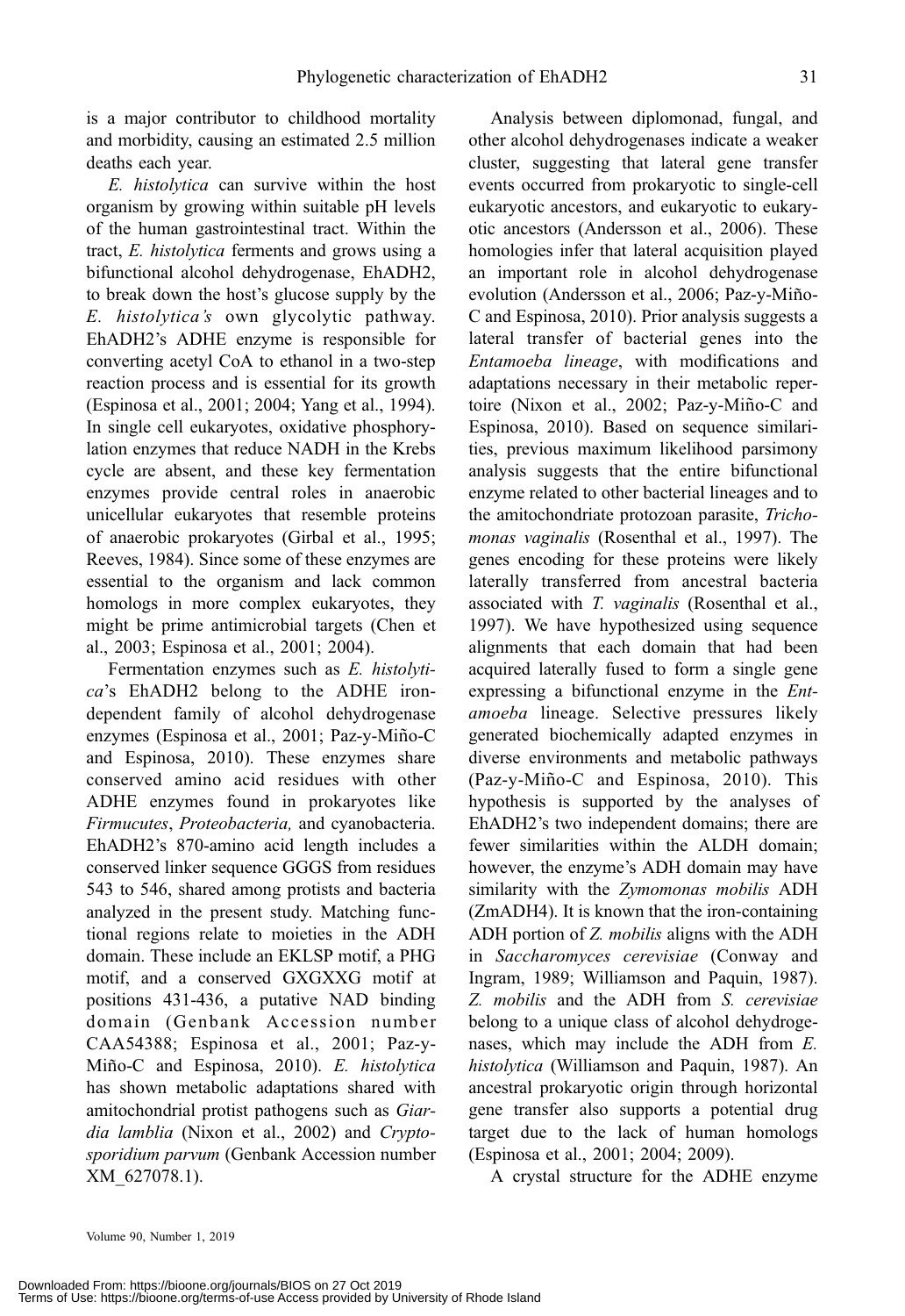is a major contributor to childhood mortality and morbidity, causing an estimated 2.5 million deaths each year.

*E. histolytica* can survive within the host organism by growing within suitable pH levels of the human gastrointestinal tract. Within the tract, *E. histolytica* ferments and grows using a bifunctional alcohol dehydrogenase, EhADH2, to break down the host's glucose supply by the *E. histolytica's* own glycolytic pathway. EhADH2's ADHE enzyme is responsible for converting acetyl CoA to ethanol in a two-step reaction process and is essential for its growth (Espinosa et al., 2001; 2004; Yang et al., 1994). In single cell eukaryotes, oxidative phosphorylation enzymes that reduce NADH in the Krebs cycle are absent, and these key fermentation enzymes provide central roles in anaerobic unicellular eukaryotes that resemble proteins of anaerobic prokaryotes (Girbal et al., 1995; Reeves, 1984). Since some of these enzymes are essential to the organism and lack common homologs in more complex eukaryotes, they might be prime antimicrobial targets (Chen et al., 2003; Espinosa et al., 2001; 2004).

Fermentation enzymes such as *E. histolytica*'s EhADH2 belong to the ADHE iron-dependent family of alcohol dehydrogenase enzymes (Espinosa et al., 2001; Paz-y-Miño-C and Espinosa, 2010). These enzymes share conserved amino acid residues with other ADHE enzymes found in prokaryotes like *Firmucutes*, *Proteobacteria,* and cyanobacteria. EhADH2's 870-amino acid length includes a conserved linker sequence GGGS from residues 543 to 546, shared among protists and bacteria analyzed in the present study. Matching functional regions relate to moieties in the ADH domain. These include an EKLSP motif, a PHG motif, and a conserved GXGXXG motif at positions 431-436, a putative NAD binding domain (Genbank Accession number CAA54388; Espinosa et al., 2001; Paz-y-Miño-C and Espinosa, 2010). *E. histolytica* has shown metabolic adaptations shared with amitochondrial protist pathogens such as *Giardia lamblia* (Nixon et al., 2002) and *Cryptosporidium parvum* (Genbank Accession number XM_627078.1).

Analysis between diplomonad, fungal, and other alcohol dehydrogenases indicate a weaker cluster, suggesting that lateral gene transfer events occurred from prokaryotic to single-cell eukaryotic ancestors, and eukaryotic to eukaryotic ancestors (Andersson et al., 2006). These homologies infer that lateral acquisition played an important role in alcohol dehydrogenase evolution (Andersson et al., 2006; Paz-y-Miño-C and Espinosa, 2010). Prior analysis suggests a lateral transfer of bacterial genes into the *Entamoeba lineage*, with modifications and adaptations necessary in their metabolic repertoire (Nixon et al., 2002; Paz-y-Miño-C and Espinosa, 2010). Based on sequence similarities, previous maximum likelihood parsimony analysis suggests that the entire bifunctional enzyme related to other bacterial lineages and to the amitochondriate protozoan parasite, *Trichomonas vaginalis* (Rosenthal et al., 1997). The genes encoding for these proteins were likely laterally transferred from ancestral bacteria associated with *T. vaginalis* (Rosenthal et al., 1997). We have hypothesized using sequence alignments that each domain that had been acquired laterally fused to form a single gene expressing a bifunctional enzyme in the *Entamoeba* lineage. Selective pressures likely generated biochemically adapted enzymes in diverse environments and metabolic pathways (Paz-y-Miño-C and Espinosa, 2010). This hypothesis is supported by the analyses of EhADH2's two independent domains; there are fewer similarities within the ALDH domain; however, the enzyme's ADH domain may have similarity with the *Zymomonas mobilis* ADH (ZmADH4). It is known that the iron-containing ADH portion of *Z. mobilis* aligns with the ADH in *Saccharomyces cerevisiae* (Conway and Ingram, 1989; Williamson and Paquin, 1987). *Z. mobilis* and the ADH from *S. cerevisiae* belong to a unique class of alcohol dehydrogenases, which may include the ADH from *E. histolytica* (Williamson and Paquin, 1987). An ancestral prokaryotic origin through horizontal gene transfer also supports a potential drug target due to the lack of human homologs (Espinosa et al., 2001; 2004; 2009).

A crystal structure for the ADHE enzyme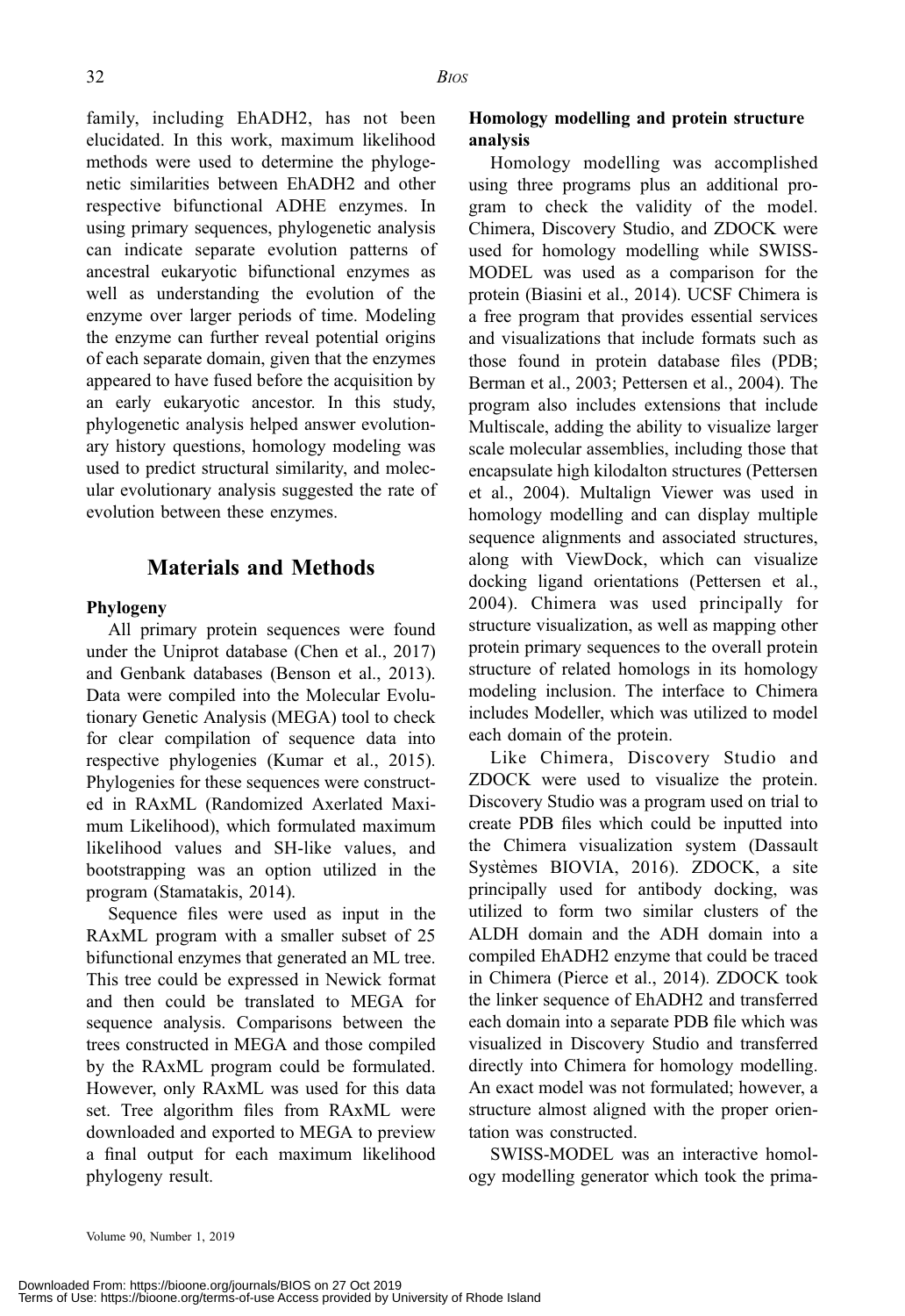family, including EhADH2, has not been elucidated. In this work, maximum likelihood methods were used to determine the phylogenetic similarities between EhADH2 and other respective bifunctional ADHE enzymes. In using primary sequences, phylogenetic analysis can indicate separate evolution patterns of ancestral eukaryotic bifunctional enzymes as well as understanding the evolution of the enzyme over larger periods of time. Modeling the enzyme can further reveal potential origins of each separate domain, given that the enzymes appeared to have fused before the acquisition by an early eukaryotic ancestor. In this study, phylogenetic analysis helped answer evolutionary history questions, homology modeling was used to predict structural similarity, and molecular evolutionary analysis suggested the rate of evolution between these enzymes.

## Materials and Methods

### Phylogeny

All primary protein sequences were found under the Uniprot database (Chen et al., 2017) and Genbank databases (Benson et al., 2013). Data were compiled into the Molecular Evolutionary Genetic Analysis (MEGA) tool to check for clear compilation of sequence data into respective phylogenies (Kumar et al., 2015). Phylogenies for these sequences were constructed in RAxML (Randomized Axerlated Maximum Likelihood), which formulated maximum likelihood values and SH-like values, and bootstrapping was an option utilized in the program (Stamatakis, 2014).

Sequence files were used as input in the RAxML program with a smaller subset of 25 bifunctional enzymes that generated an ML tree. This tree could be expressed in Newick format and then could be translated to MEGA for sequence analysis. Comparisons between the trees constructed in MEGA and those compiled by the RAxML program could be formulated. However, only RAxML was used for this data set. Tree algorithm files from RAxML were downloaded and exported to MEGA to preview a final output for each maximum likelihood phylogeny result.

### Homology modelling and protein structure analysis

Homology modelling was accomplished using three programs plus an additional program to check the validity of the model. Chimera, Discovery Studio, and ZDOCK were used for homology modelling while SWISS-MODEL was used as a comparison for the protein (Biasini et al., 2014). UCSF Chimera is a free program that provides essential services and visualizations that include formats such as those found in protein database files (PDB; Berman et al., 2003; Pettersen et al., 2004). The program also includes extensions that include Multiscale, adding the ability to visualize larger scale molecular assemblies, including those that encapsulate high kilodalton structures (Pettersen et al., 2004). Multalign Viewer was used in homology modelling and can display multiple sequence alignments and associated structures, along with ViewDock, which can visualize docking ligand orientations (Pettersen et al., 2004). Chimera was used principally for structure visualization, as well as mapping other protein primary sequences to the overall protein structure of related homologs in its homology modeling inclusion. The interface to Chimera includes Modeller, which was utilized to model each domain of the protein.

Like Chimera, Discovery Studio and ZDOCK were used to visualize the protein. Discovery Studio was a program used on trial to create PDB files which could be inputted into the Chimera visualization system (Dassault Systèmes BIOVIA, 2016). ZDOCK, a site principally used for antibody docking, was utilized to form two similar clusters of the ALDH domain and the ADH domain into a compiled EhADH2 enzyme that could be traced in Chimera (Pierce et al., 2014). ZDOCK took the linker sequence of EhADH2 and transferred each domain into a separate PDB file which was visualized in Discovery Studio and transferred directly into Chimera for homology modelling. An exact model was not formulated; however, a structure almost aligned with the proper orientation was constructed.

SWISS-MODEL was an interactive homology modelling generator which took the prima-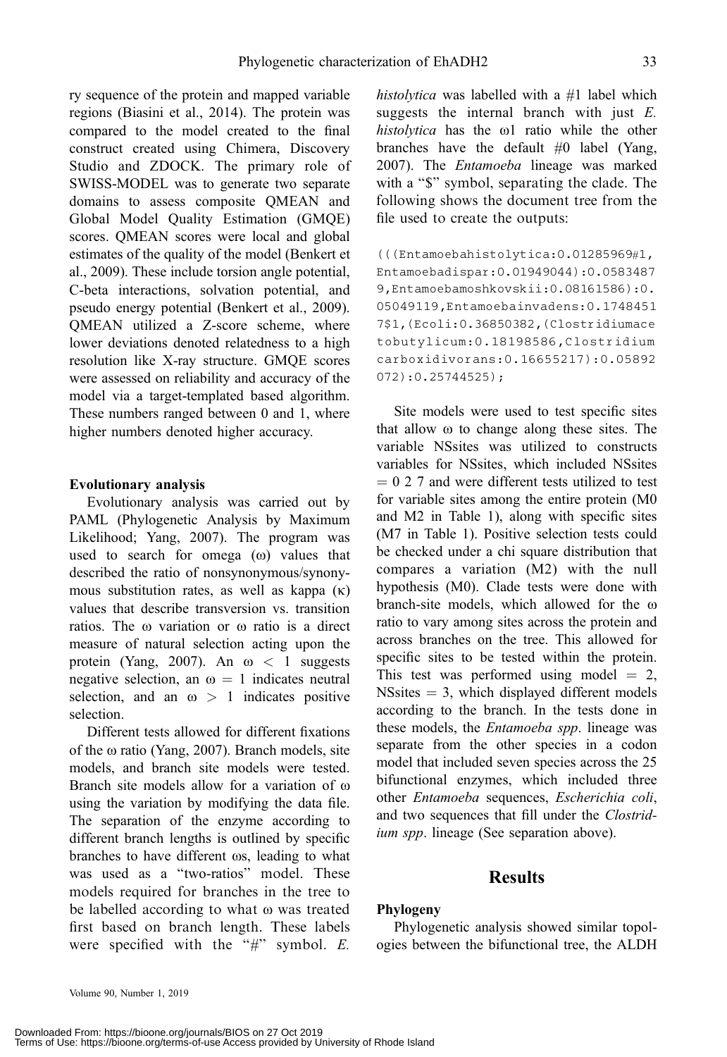ry sequence of the protein and mapped variable regions (Biasini et al., 2014). The protein was compared to the model created to the final construct created using Chimera, Discovery Studio and ZDOCK. The primary role of SWISS-MODEL was to generate two separate domains to assess composite QMEAN and Global Model Quality Estimation (GMQE) scores. QMEAN scores were local and global estimates of the quality of the model (Benkert et al., 2009). These include torsion angle potential, C-beta interactions, solvation potential, and pseudo energy potential (Benkert et al., 2009). QMEAN utilized a Z-score scheme, where lower deviations denoted relatedness to a high resolution like X-ray structure. GMQE scores were assessed on reliability and accuracy of the model via a target-templated based algorithm. These numbers ranged between 0 and 1, where higher numbers denoted higher accuracy.

### Evolutionary analysis

Evolutionary analysis was carried out by PAML (Phylogenetic Analysis by Maximum Likelihood; Yang, 2007). The program was used to search for omega ($\omega$) values that described the ratio of nonsynonymous/synonymous substitution rates, as well as kappa ($\kappa$) values that describe transversion vs. transition ratios. The $\omega$ variation or $\omega$ ratio is a direct measure of natural selection acting upon the protein (Yang, 2007). An $\omega < 1$ suggests negative selection, an $\omega = 1$ indicates neutral selection, and an $\omega > 1$ indicates positive selection.

Different tests allowed for different fixations of the $\omega$ ratio (Yang, 2007). Branch models, site models, and branch site models were tested. Branch site models allow for a variation of $\omega$ using the variation by modifying the data file. The separation of the enzyme according to different branch lengths is outlined by specific branches to have different $\omega$s, leading to what was used as a "two-ratios" model. These models required for branches in the tree to be labelled according to what $\omega$ was treated first based on branch length. These labels were specified with the "#" symbol. *E. histolytica* was labelled with a #1 label which suggests the internal branch with just *E. histolytica* has the $\omega$1 ratio while the other branches have the default #0 label (Yang, 2007). The *Entamoeba* lineage was marked with a "$" symbol, separating the clade. The following shows the document tree from the file used to create the outputs:

```
(((Entamoebahistolytica:0.01285969#1,
Entamoebadispar:0.01949044):0.0583487
9,Entamoebamoshkovskii:0.08161586):0.
05049119,Entamoebainvadens:0.1748451
7$1,(Ecoli:0.36850382,(Clostridiumace
tobutylicum:0.18198586,Clostridium
carboxidivorans:0.16655217):0.05892
072):0.25744525);
```

Site models were used to test specific sites that allow $\omega$ to change along these sites. The variable NSsites was utilized to constructs variables for NSsites, which included NSsites = 0 2 7 and were different tests utilized to test for variable sites among the entire protein (M0 and M2 in Table 1), along with specific sites (M7 in Table 1). Positive selection tests could be checked under a chi square distribution that compares a variation (M2) with the null hypothesis (M0). Clade tests were done with branch-site models, which allowed for the $\omega$ ratio to vary among sites across the protein and across branches on the tree. This allowed for specific sites to be tested within the protein. This test was performed using model = 2, NSsites = 3, which displayed different models according to the branch. In the tests done in these models, the *Entamoeba spp*. lineage was separate from the other species in a codon model that included seven species across the 25 bifunctional enzymes, which included three other *Entamoeba* sequences, *Escherichia coli*, and two sequences that fill under the *Clostridium spp*. lineage (See separation above).

## Results

### Phylogeny

Phylogenetic analysis showed similar topologies between the bifunctional tree, the ALDH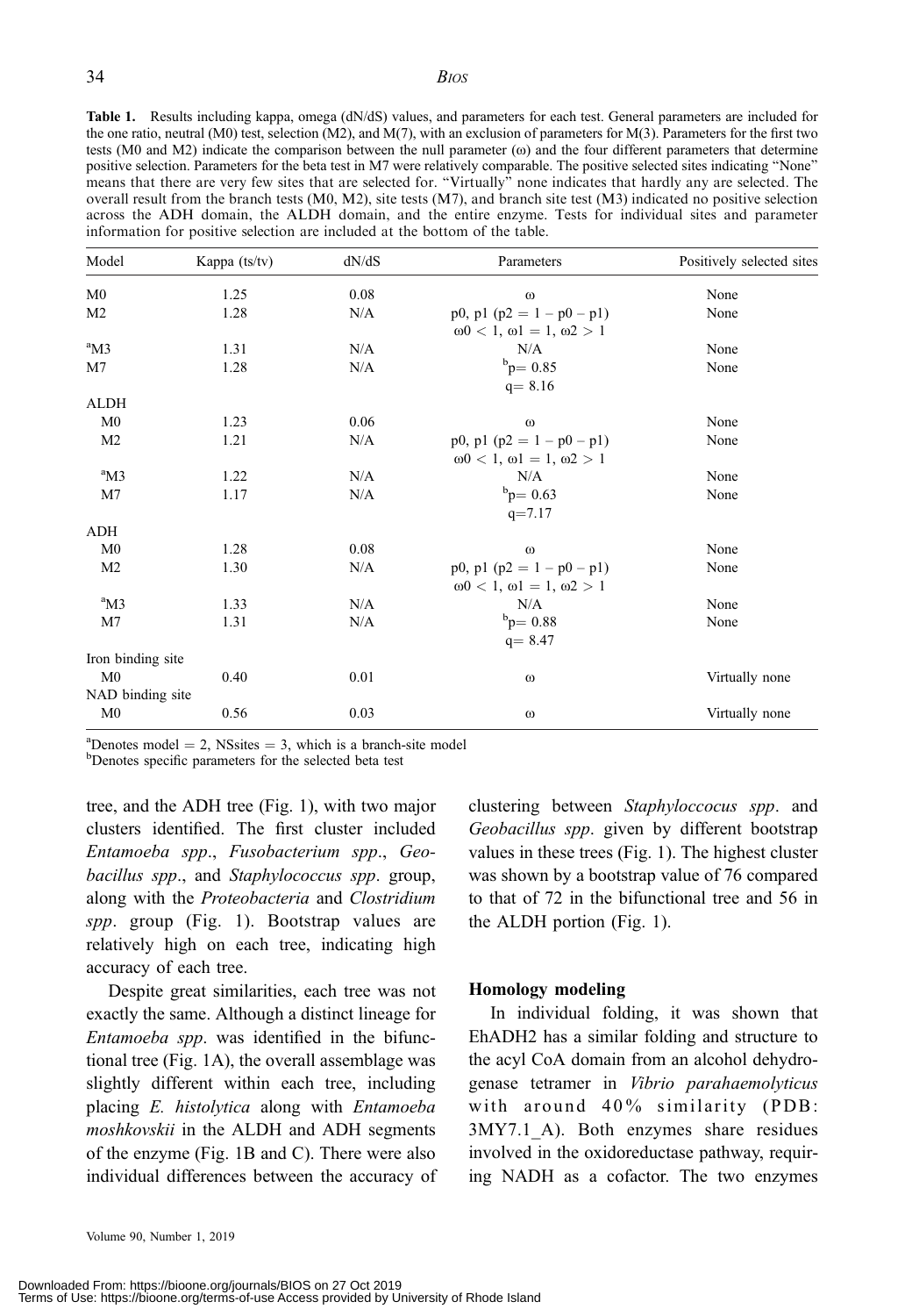**Table 1.** Results including kappa, omega (dN/dS) values, and parameters for each test. General parameters are included for the one ratio, neutral (M0) test, selection (M2), and M(7), with an exclusion of parameters for M(3). Parameters for the first two tests (M0 and M2) indicate the comparison between the null parameter (ω) and the four different parameters that determine positive selection. Parameters for the beta test in M7 were relatively comparable. The positive selected sites indicating "None" means that there are very few sites that are selected for. "Virtually" none indicates that hardly any are selected. The overall result from the branch tests (M0, M2), site tests (M7), and branch site test (M3) indicated no positive selection across the ADH domain, the ALDH domain, and the entire enzyme. Tests for individual sites and parameter information for positive selection are included at the bottom of the table.

| Model | Kappa (ts/tv) | dN/dS | Parameters | Positively selected sites |
|---|---|---|---|---|
| M0 | 1.25 | 0.08 | ω | None |
| M2 | 1.28 | N/A | p0, p1 ($p2 = 1 - p0 - p1$) $\omega0 < 1$, $\omega1 = 1$, $\omega2 > 1$ | None |
| [a]M3 | 1.31 | N/A | N/A | None |
| M7 | 1.28 | N/A | [b]p= 0.85 q= 8.16 | None |
| ALDH | | | | |
| M0 | 1.23 | 0.06 | ω | None |
| M2 | 1.21 | N/A | p0, p1 ($p2 = 1 - p0 - p1$) $\omega0 < 1$, $\omega1 = 1$, $\omega2 > 1$ | None |
| [a]M3 | 1.22 | N/A | N/A | None |
| M7 | 1.17 | N/A | [b]p= 0.63 q=7.17 | None |
| ADH | | | | |
| M0 | 1.28 | 0.08 | ω | None |
| M2 | 1.30 | N/A | p0, p1 ($p2 = 1 - p0 - p1$) $\omega0 < 1$, $\omega1 = 1$, $\omega2 > 1$ | None |
| [a]M3 | 1.33 | N/A | N/A | None |
| M7 | 1.31 | N/A | [b]p= 0.88 q= 8.47 | None |
| Iron binding site | | | | |
| M0 | 0.40 | 0.01 | ω | Virtually none |
| NAD binding site | | | | |
| M0 | 0.56 | 0.03 | ω | Virtually none |

[a]Denotes model = 2, NSsites = 3, which is a branch-site model
[b]Denotes specific parameters for the selected beta test

tree, and the ADH tree (Fig. 1), with two major clusters identified. The first cluster included *Entamoeba spp*., *Fusobacterium spp*., *Geobacillus spp*., and *Staphylococcus spp*. group, along with the *Proteobacteria* and *Clostridium spp*. group (Fig. 1). Bootstrap values are relatively high on each tree, indicating high accuracy of each tree.

Despite great similarities, each tree was not exactly the same. Although a distinct lineage for *Entamoeba spp*. was identified in the bifunctional tree (Fig. 1A), the overall assemblage was slightly different within each tree, including placing *E. histolytica* along with *Entamoeba moshkovskii* in the ALDH and ADH segments of the enzyme (Fig. 1B and C). There were also individual differences between the accuracy of clustering between *Staphyloccocus spp*. and *Geobacillus spp*. given by different bootstrap values in these trees (Fig. 1). The highest cluster was shown by a bootstrap value of 76 compared to that of 72 in the bifunctional tree and 56 in the ALDH portion (Fig. 1).

### Homology modeling

In individual folding, it was shown that EhADH2 has a similar folding and structure to the acyl CoA domain from an alcohol dehydrogenase tetramer in *Vibrio parahaemolyticus* with around 40% similarity (PDB: 3MY7.1_A). Both enzymes share residues involved in the oxidoreductase pathway, requiring NADH as a cofactor. The two enzymes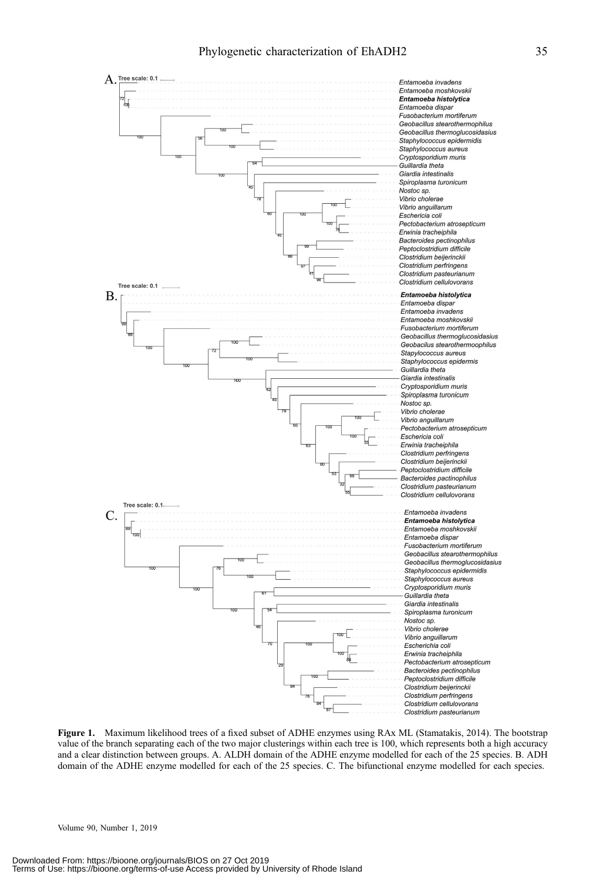**Figure 1.** Maximum likelihood trees of a fixed subset of ADHE enzymes using RAx ML (Stamatakis, 2014). The bootstrap value of the branch separating each of the two major clusterings within each tree is 100, which represents both a high accuracy and a clear distinction between groups. A. ALDH domain of the ADHE enzyme modelled for each of the 25 species. B. ADH domain of the ADHE enzyme modelled for each of the 25 species. C. The bifunctional enzyme modelled for each species.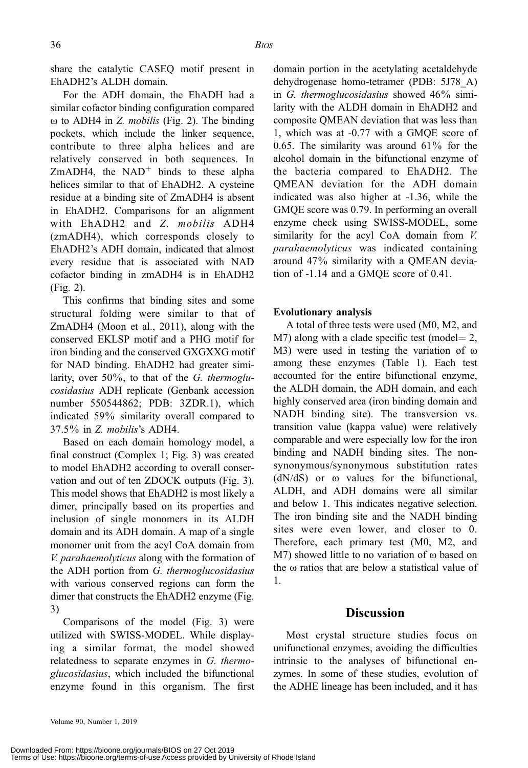share the catalytic CASEQ motif present in EhADH2's ALDH domain.

For the ADH domain, the EhADH had a similar cofactor binding configuration compared ω to ADH4 in *Z. mobilis* (Fig. 2). The binding pockets, which include the linker sequence, contribute to three alpha helices and are relatively conserved in both sequences. In ZmADH4, the $NAD^+$ binds to these alpha helices similar to that of EhADH2. A cysteine residue at a binding site of ZmADH4 is absent in EhADH2. Comparisons for an alignment with EhADH2 and *Z. mobilis* ADH4 (zmADH4), which corresponds closely to EhADH2's ADH domain, indicated that almost every residue that is associated with NAD cofactor binding in zmADH4 is in EhADH2 (Fig. 2).

This confirms that binding sites and some structural folding were similar to that of ZmADH4 (Moon et al., 2011), along with the conserved EKLSP motif and a PHG motif for iron binding and the conserved GXGXXG motif for NAD binding. EhADH2 had greater similarity, over 50%, to that of the *G. thermoglucosidasius* ADH replicate (Genbank accession number 550544862; PDB: 3ZDR.1), which indicated 59% similarity overall compared to 37.5% in *Z. mobilis*'s ADH4.

Based on each domain homology model, a final construct (Complex 1; Fig. 3) was created to model EhADH2 according to overall conservation and out of ten ZDOCK outputs (Fig. 3). This model shows that EhADH2 is most likely a dimer, principally based on its properties and inclusion of single monomers in its ALDH domain and its ADH domain. A map of a single monomer unit from the acyl CoA domain from *V. parahaemolyticus* along with the formation of the ADH portion from *G. thermoglucosidasius* with various conserved regions can form the dimer that constructs the EhADH2 enzyme (Fig. 3)

Comparisons of the model (Fig. 3) were utilized with SWISS-MODEL. While displaying a similar format, the model showed relatedness to separate enzymes in *G. thermoglucosidasius*, which included the bifunctional enzyme found in this organism. The first domain portion in the acetylating acetaldehyde dehydrogenase homo-tetramer (PDB: 5J78_A) in *G. thermoglucosidasius* showed 46% similarity with the ALDH domain in EhADH2 and composite QMEAN deviation that was less than 1, which was at -0.77 with a GMQE score of 0.65. The similarity was around 61% for the alcohol domain in the bifunctional enzyme of the bacteria compared to EhADH2. The QMEAN deviation for the ADH domain indicated was also higher at -1.36, while the GMQE score was 0.79. In performing an overall enzyme check using SWISS-MODEL, some similarity for the acyl CoA domain from *V. parahaemolyticus* was indicated containing around 47% similarity with a QMEAN deviation of -1.14 and a GMQE score of 0.41.

#### Evolutionary analysis

A total of three tests were used (M0, M2, and M7) along with a clade specific test (model= 2, M3) were used in testing the variation of ω among these enzymes (Table 1). Each test accounted for the entire bifunctional enzyme, the ALDH domain, the ADH domain, and each highly conserved area (iron binding domain and NADH binding site). The transversion vs. transition value (kappa value) were relatively comparable and were especially low for the iron binding and NADH binding sites. The non-synonymous/synonymous substitution rates (dN/dS) or ω values for the bifunctional, ALDH, and ADH domains were all similar and below 1. This indicates negative selection. The iron binding site and the NADH binding sites were even lower, and closer to 0. Therefore, each primary test (M0, M2, and M7) showed little to no variation of ω based on the ω ratios that are below a statistical value of 1.

## Discussion

Most crystal structure studies focus on unifunctional enzymes, avoiding the difficulties intrinsic to the analyses of bifunctional enzymes. In some of these studies, evolution of the ADHE lineage has been included, and it has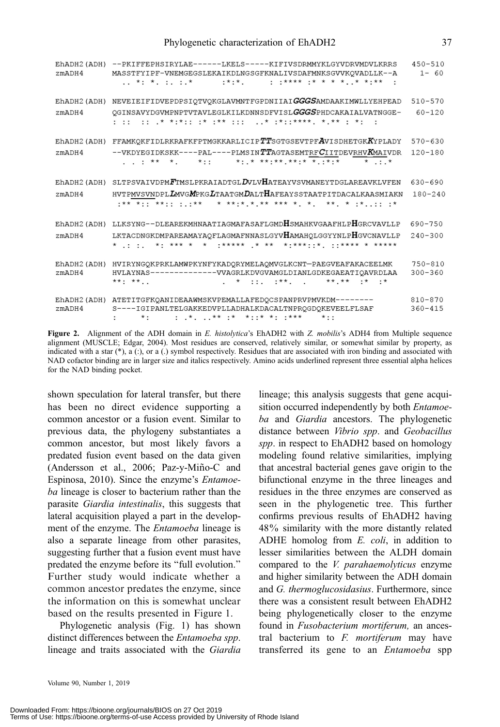```
EhADH2(ADH) --PKIFFEPHSIRYLAE------LKELS-----KIFIVSDRMMYKLGYVDRVMDVLKRRS   450-510
zmADH4      MASSTFYIPF-VNEMGEGSLEKAIKDLNGSGFKNALIVSDAFMNKSGVVKQVADLLK--A     1- 60
              .. *: *. :. :.*      :*:*.     : :**** :* * * *..* *:**  :

EhADH2(ADH) NEVEIEIFIDVEPDPSIQTVQKGLAVMNTFGPDNIIAIGGGSAMDAAKIMWLLYEHPEAD   510-570
zmADH4      QGINSAVYDGVMPNPTVTAVLEGLKILKDNNSDFVISLGGGSPHDCAKAIALVATNGGE-    60-120
            : ::  :: .* *:*:: :* :** :::   ..* :*::****. *.** : *:  :

EhADH2(ADH) FFAMKQKFIDLRKRAFKFPTMGKKARLICIPTTSGTGSEVTPFAVISDHETGKKYPLADY   570-630
zmADH4      --VKDYEGIDKSKK----PAL----PLMSINTTAGTASEMTRFCIITDEVRHVKMAIVDR   120-180
              . . : ** *.    *::     *:.* **:**.**:* *.:*:*     * .:.*

EhADH2(ADH) SLTPSVAIVDPMFTMSLPKRAIADTGLDVLVHATEAYVSVMANEYTDGLAREAVKLVFEN   630-690
zmADH4      HVTPMVSVNDPLLMVGMPKGLTAATGMDALTHAFEAYSSTAATPITDACALKAASMIAKN   180-240
             :** *:: **:: :.:**   * **:*.*.** *** *. *.  **. * :*..:: :*

EhADH2(ADH) LLKSYNG--DLEAREKMHNAATIAGMAFASAFLGMDHSMAHKVGAAFHLPHGRCVAVLLP   690-750
zmADH4      LKTACDNGKDMPAREAMAYAQFLAGMAFNNASLGYVHAMAHQLGGYYNLPHGVCNAVLLP   240-300
            * .: :.  *: *** *  *  :***** .* **  *:***::*. ::**** * *****

EhADH2(ADH) HVIRYNGQKPRKLAMWPKYNFYKADQRYMELAQMVGLKCNT—PAEGVEAFAKACEELMK   750-810
zmADH4      HVLAYNAS-------------VVAGRLKDVGVAMGLDIANLGDKEGAEATIQAVRDLAA   300-360
            **: **..              .  *  ::.  :**.  .      **.**  :*  :*

EhADH2(ADH) ATETITGFKQANIDEAAWMSKVPEMALLAFEDQCSPANPRVPMVKDM--------   810-870
zmADH4      S----IGIPANLTELGAKKEDVPLLADHALKDACALTNPRQGDQKEVEELFLSAF   360-415
            :      *:     : .*. ..** :*  *::* *: :***     *::
```

**Figure 2.** Alignment of the ADH domain in *E. histolytica*'s EhADH2 with *Z. mobilis*'s ADH4 from Multiple sequence alignment (MUSCLE; Edgar, 2004). Most residues are conserved, relatively similar, or somewhat similar by property, as indicated with a star (*), a (:), or a (.) symbol respectively. Residues that are associated with iron binding and associated with NAD cofactor binding are in larger size and italics respectively. Amino acids underlined represent three essential alpha helices for the NAD binding pocket.

shown speculation for lateral transfer, but there has been no direct evidence supporting a common ancestor or a fusion event. Similar to previous data, the phylogeny substantiates a common ancestor, but most likely favors a predated fusion event based on the data given (Andersson et al., 2006; Paz-y-Miño-C and Espinosa, 2010). Since the enzyme's *Entamoeba* lineage is closer to bacterium rather than the parasite *Giardia intestinalis*, this suggests that lateral acquisition played a part in the development of the enzyme. The *Entamoeba* lineage is also a separate lineage from other parasites, suggesting further that a fusion event must have predated the enzyme before its "full evolution." Further study would indicate whether a common ancestor predates the enzyme, since the information on this is somewhat unclear based on the results presented in Figure 1.

Phylogenetic analysis (Fig. 1) has shown distinct differences between the *Entamoeba spp*. lineage and traits associated with the *Giardia* lineage; this analysis suggests that gene acquisition occurred independently by both *Entamoeba* and *Giardia* ancestors. The phylogenetic distance between *Vibrio spp*. and *Geobacillus spp*. in respect to EhADH2 based on homology modeling found relative similarities, implying that ancestral bacterial genes gave origin to the bifunctional enzyme in the three lineages and residues in the three enzymes are conserved as seen in the phylogenetic tree. This further confirms previous results of EhADH2 having 48% similarity with the more distantly related ADHE homolog from *E. coli*, in addition to lesser similarities between the ALDH domain compared to the *V. parahaemolyticus* enzyme and higher similarity between the ADH domain and *G. thermoglucosidasius*. Furthermore, since there was a consistent result between EhADH2 being phylogenetically closer to the enzyme found in *Fusobacterium mortiferum,* an ancestral bacterium to *F. mortiferum* may have transferred its gene to an *Entamoeba* spp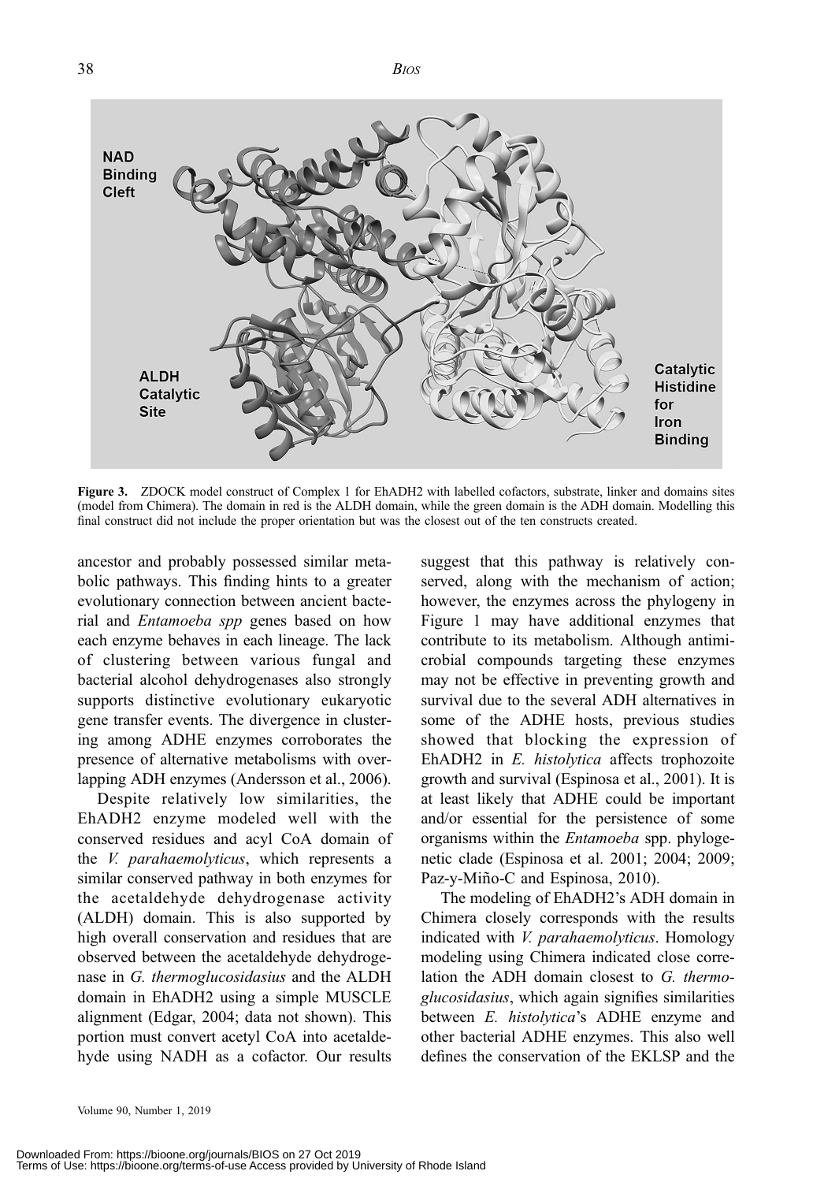NAD Binding Cleft

ALDH Catalytic Site

Catalytic Histidine for Iron Binding

**Figure 3.** ZDOCK model construct of Complex 1 for EhADH2 with labelled cofactors, substrate, linker and domains sites (model from Chimera). The domain in red is the ALDH domain, while the green domain is the ADH domain. Modelling this final construct did not include the proper orientation but was the closest out of the ten constructs created.

ancestor and probably possessed similar metabolic pathways. This finding hints to a greater evolutionary connection between ancient bacterial and *Entamoeba spp* genes based on how each enzyme behaves in each lineage. The lack of clustering between various fungal and bacterial alcohol dehydrogenases also strongly supports distinctive evolutionary eukaryotic gene transfer events. The divergence in clustering among ADHE enzymes corroborates the presence of alternative metabolisms with overlapping ADH enzymes (Andersson et al., 2006).

Despite relatively low similarities, the EhADH2 enzyme modeled well with the conserved residues and acyl CoA domain of the *V. parahaemolyticus*, which represents a similar conserved pathway in both enzymes for the acetaldehyde dehydrogenase activity (ALDH) domain. This is also supported by high overall conservation and residues that are observed between the acetaldehyde dehydrogenase in *G. thermoglucosidasius* and the ALDH domain in EhADH2 using a simple MUSCLE alignment (Edgar, 2004; data not shown). This portion must convert acetyl CoA into acetaldehyde using NADH as a cofactor. Our results suggest that this pathway is relatively conserved, along with the mechanism of action; however, the enzymes across the phylogeny in Figure 1 may have additional enzymes that contribute to its metabolism. Although antimicrobial compounds targeting these enzymes may not be effective in preventing growth and survival due to the several ADH alternatives in some of the ADHE hosts, previous studies showed that blocking the expression of EhADH2 in *E. histolytica* affects trophozoite growth and survival (Espinosa et al., 2001). It is at least likely that ADHE could be important and/or essential for the persistence of some organisms within the *Entamoeba* spp. phylogenetic clade (Espinosa et al. 2001; 2004; 2009; Paz-y-Miño-C and Espinosa, 2010).

The modeling of EhADH2's ADH domain in Chimera closely corresponds with the results indicated with *V. parahaemolyticus*. Homology modeling using Chimera indicated close correlation the ADH domain closest to *G. thermoglucosidasius*, which again signifies similarities between *E. histolytica*'s ADHE enzyme and other bacterial ADHE enzymes. This also well defines the conservation of the EKLSP and the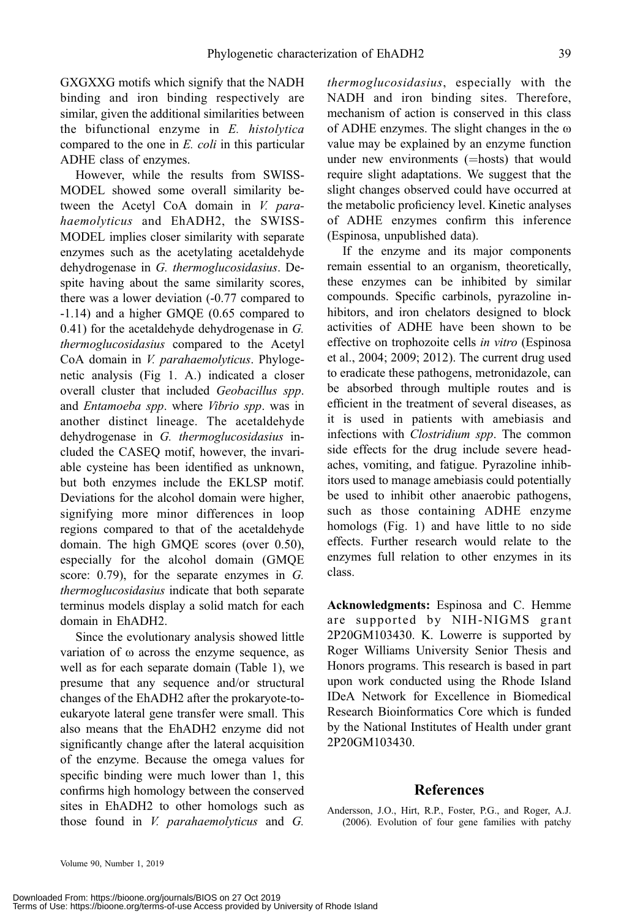GXGXXG motifs which signify that the NADH binding and iron binding respectively are similar, given the additional similarities between the bifunctional enzyme in *E. histolytica* compared to the one in *E. coli* in this particular ADHE class of enzymes.

However, while the results from SWISS-MODEL showed some overall similarity between the Acetyl CoA domain in *V. parahaemolyticus* and EhADH2, the SWISS-MODEL implies closer similarity with separate enzymes such as the acetylating acetaldehyde dehydrogenase in *G. thermoglucosidasius*. Despite having about the same similarity scores, there was a lower deviation (-0.77 compared to -1.14) and a higher GMQE (0.65 compared to 0.41) for the acetaldehyde dehydrogenase in *G. thermoglucosidasius* compared to the Acetyl CoA domain in *V. parahaemolyticus*. Phylogenetic analysis (Fig 1. A.) indicated a closer overall cluster that included *Geobacillus spp*. and *Entamoeba spp*. where *Vibrio spp*. was in another distinct lineage. The acetaldehyde dehydrogenase in *G. thermoglucosidasius* included the CASEQ motif, however, the invariable cysteine has been identified as unknown, but both enzymes include the EKLSP motif. Deviations for the alcohol domain were higher, signifying more minor differences in loop regions compared to that of the acetaldehyde domain. The high GMQE scores (over 0.50), especially for the alcohol domain (GMQE score: 0.79), for the separate enzymes in *G. thermoglucosidasius* indicate that both separate terminus models display a solid match for each domain in EhADH2.

Since the evolutionary analysis showed little variation of ω across the enzyme sequence, as well as for each separate domain (Table 1), we presume that any sequence and/or structural changes of the EhADH2 after the prokaryote-to-eukaryote lateral gene transfer were small. This also means that the EhADH2 enzyme did not significantly change after the lateral acquisition of the enzyme. Because the omega values for specific binding were much lower than 1, this confirms high homology between the conserved sites in EhADH2 to other homologs such as those found in *V. parahaemolyticus* and *G. thermoglucosidasius*, especially with the NADH and iron binding sites. Therefore, mechanism of action is conserved in this class of ADHE enzymes. The slight changes in the ω value may be explained by an enzyme function under new environments (=hosts) that would require slight adaptations. We suggest that the slight changes observed could have occurred at the metabolic proficiency level. Kinetic analyses of ADHE enzymes confirm this inference (Espinosa, unpublished data).

If the enzyme and its major components remain essential to an organism, theoretically, these enzymes can be inhibited by similar compounds. Specific carbinols, pyrazoline inhibitors, and iron chelators designed to block activities of ADHE have been shown to be effective on trophozoite cells *in vitro* (Espinosa et al., 2004; 2009; 2012). The current drug used to eradicate these pathogens, metronidazole, can be absorbed through multiple routes and is efficient in the treatment of several diseases, as it is used in patients with amebiasis and infections with *Clostridium spp*. The common side effects for the drug include severe headaches, vomiting, and fatigue. Pyrazoline inhibitors used to manage amebiasis could potentially be used to inhibit other anaerobic pathogens, such as those containing ADHE enzyme homologs (Fig. 1) and have little to no side effects. Further research would relate to the enzymes full relation to other enzymes in its class.

**Acknowledgments:** Espinosa and C. Hemme are supported by NIH-NIGMS grant 2P20GM103430. K. Lowerre is supported by Roger Williams University Senior Thesis and Honors programs. This research is based in part upon work conducted using the Rhode Island IDeA Network for Excellence in Biomedical Research Bioinformatics Core which is funded by the National Institutes of Health under grant 2P20GM103430.

## References

Andersson, J.O., Hirt, R.P., Foster, P.G., and Roger, A.J. (2006). Evolution of four gene families with patchy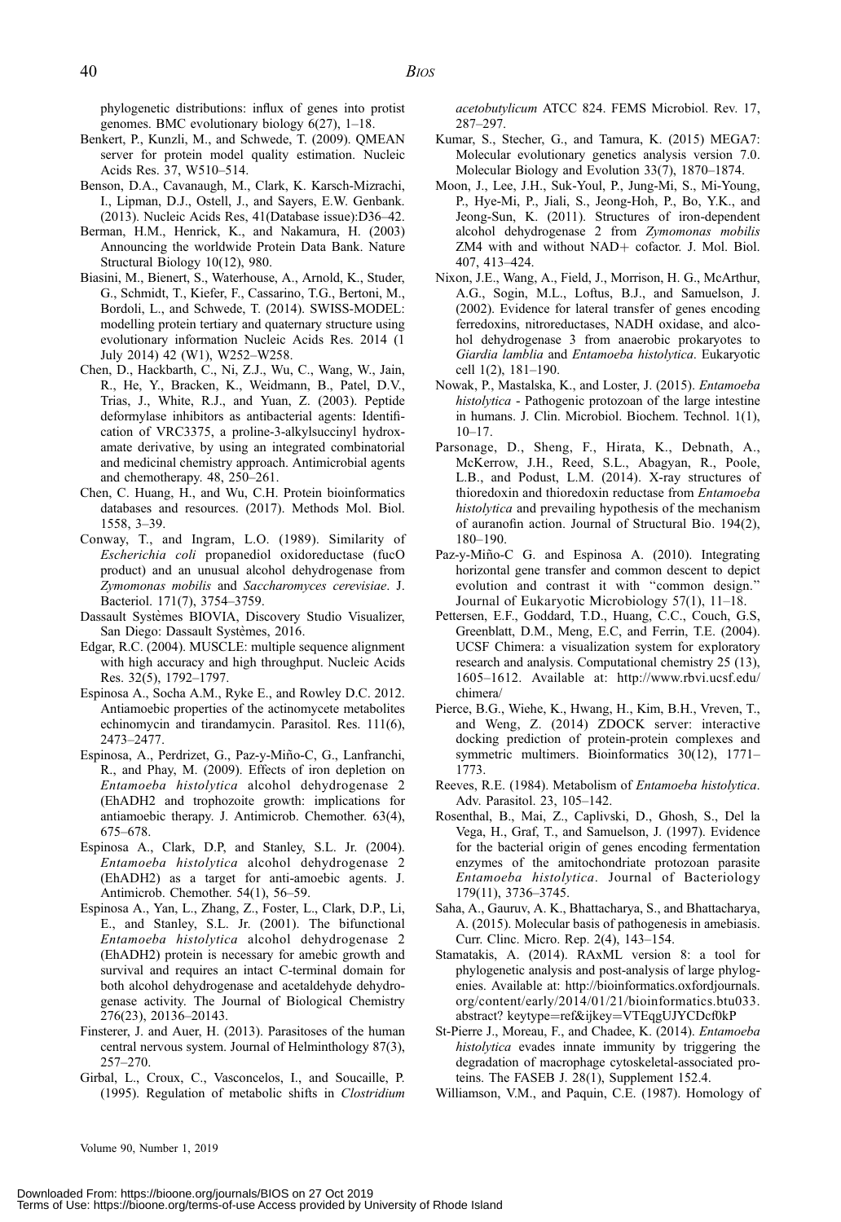phylogenetic distributions: influx of genes into protist genomes. BMC evolutionary biology 6(27), 1–18.

Benkert, P., Kunzli, M., and Schwede, T. (2009). QMEAN server for protein model quality estimation. Nucleic Acids Res. 37, W510–514.

Benson, D.A., Cavanaugh, M., Clark, K. Karsch-Mizrachi, I., Lipman, D.J., Ostell, J., and Sayers, E.W. Genbank. (2013). Nucleic Acids Res, 41(Database issue):D36–42.

Berman, H.M., Henrick, K., and Nakamura, H. (2003) Announcing the worldwide Protein Data Bank. Nature Structural Biology 10(12), 980.

Biasini, M., Bienert, S., Waterhouse, A., Arnold, K., Studer, G., Schmidt, T., Kiefer, F., Cassarino, T.G., Bertoni, M., Bordoli, L., and Schwede, T. (2014). SWISS-MODEL: modelling protein tertiary and quaternary structure using evolutionary information Nucleic Acids Res. 2014 (1 July 2014) 42 (W1), W252–W258.

Chen, D., Hackbarth, C., Ni, Z.J., Wu, C., Wang, W., Jain, R., He, Y., Bracken, K., Weidmann, B., Patel, D.V., Trias, J., White, R.J., and Yuan, Z. (2003). Peptide deformylase inhibitors as antibacterial agents: Identification of VRC3375, a proline-3-alkylsuccinyl hydroxamate derivative, by using an integrated combinatorial and medicinal chemistry approach. Antimicrobial agents and chemotherapy. 48, 250–261.

Chen, C. Huang, H., and Wu, C.H. Protein bioinformatics databases and resources. (2017). Methods Mol. Biol. 1558, 3–39.

Conway, T., and Ingram, L.O. (1989). Similarity of *Escherichia coli* propanediol oxidoreductase (fucO product) and an unusual alcohol dehydrogenase from *Zymomonas mobilis* and *Saccharomyces cerevisiae*. J. Bacteriol. 171(7), 3754–3759.

Dassault Systèmes BIOVIA, Discovery Studio Visualizer, San Diego: Dassault Systèmes, 2016.

Edgar, R.C. (2004). MUSCLE: multiple sequence alignment with high accuracy and high throughput. Nucleic Acids Res. 32(5), 1792–1797.

Espinosa A., Socha A.M., Ryke E., and Rowley D.C. 2012. Antiamoebic properties of the actinomycete metabolites echinomycin and tirandamycin. Parasitol. Res. 111(6), 2473–2477.

Espinosa, A., Perdrizet, G., Paz-y-Miño-C, G., Lanfranchi, R., and Phay, M. (2009). Effects of iron depletion on *Entamoeba histolytica* alcohol dehydrogenase 2 (EhADH2 and trophozoite growth: implications for antiamoebic therapy. J. Antimicrob. Chemother. 63(4), 675–678.

Espinosa A., Clark, D.P, and Stanley, S.L. Jr. (2004). *Entamoeba histolytica* alcohol dehydrogenase 2 (EhADH2) as a target for anti-amoebic agents. J. Antimicrob. Chemother. 54(1), 56–59.

Espinosa A., Yan, L., Zhang, Z., Foster, L., Clark, D.P., Li, E., and Stanley, S.L. Jr. (2001). The bifunctional *Entamoeba histolytica* alcohol dehydrogenase 2 (EhADH2) protein is necessary for amebic growth and survival and requires an intact C-terminal domain for both alcohol dehydrogenase and acetaldehyde dehydrogenase activity. The Journal of Biological Chemistry 276(23), 20136–20143.

Finsterer, J. and Auer, H. (2013). Parasitoses of the human central nervous system. Journal of Helminthology 87(3), 257–270.

Girbal, L., Croux, C., Vasconcelos, I., and Soucaille, P. (1995). Regulation of metabolic shifts in *Clostridium acetobutylicum* ATCC 824. FEMS Microbiol. Rev. 17, 287–297.

Kumar, S., Stecher, G., and Tamura, K. (2015) MEGA7: Molecular evolutionary genetics analysis version 7.0. Molecular Biology and Evolution 33(7), 1870–1874.

Moon, J., Lee, J.H., Suk-Youl, P., Jung-Mi, S., Mi-Young, P., Hye-Mi, P., Jiali, S., Jeong-Hoh, P., Bo, Y.K., and Jeong-Sun, K. (2011). Structures of iron-dependent alcohol dehydrogenase 2 from *Zymomonas mobilis* ZM4 with and without NAD+ cofactor. J. Mol. Biol. 407, 413–424.

Nixon, J.E., Wang, A., Field, J., Morrison, H. G., McArthur, A.G., Sogin, M.L., Loftus, B.J., and Samuelson, J. (2002). Evidence for lateral transfer of genes encoding ferredoxins, nitroreductases, NADH oxidase, and alcohol dehydrogenase 3 from anaerobic prokaryotes to *Giardia lamblia* and *Entamoeba histolytica*. Eukaryotic cell 1(2), 181–190.

Nowak, P., Mastalska, K., and Loster, J. (2015). *Entamoeba histolytica* - Pathogenic protozoan of the large intestine in humans. J. Clin. Microbiol. Biochem. Technol. 1(1), 10–17.

Parsonage, D., Sheng, F., Hirata, K., Debnath, A., McKerrow, J.H., Reed, S.L., Abagyan, R., Poole, L.B., and Podust, L.M. (2014). X-ray structures of thioredoxin and thioredoxin reductase from *Entamoeba histolytica* and prevailing hypothesis of the mechanism of auranofin action. Journal of Structural Bio. 194(2), 180–190.

Paz-y-Miño-C G. and Espinosa A. (2010). Integrating horizontal gene transfer and common descent to depict evolution and contrast it with "common design." Journal of Eukaryotic Microbiology 57(1), 11–18.

Pettersen, E.F., Goddard, T.D., Huang, C.C., Couch, G.S, Greenblatt, D.M., Meng, E.C, and Ferrin, T.E. (2004). UCSF Chimera: a visualization system for exploratory research and analysis. Computational chemistry 25 (13), 1605–1612. Available at: http://www.rbvi.ucsf.edu/chimera/

Pierce, B.G., Wiehe, K., Hwang, H., Kim, B.H., Vreven, T., and Weng, Z. (2014) ZDOCK server: interactive docking prediction of protein-protein complexes and symmetric multimers. Bioinformatics 30(12), 1771–1773.

Reeves, R.E. (1984). Metabolism of *Entamoeba histolytica*. Adv. Parasitol. 23, 105–142.

Rosenthal, B., Mai, Z., Caplivski, D., Ghosh, S., Del la Vega, H., Graf, T., and Samuelson, J. (1997). Evidence for the bacterial origin of genes encoding fermentation enzymes of the amitochondriate protozoan parasite *Entamoeba histolytica*. Journal of Bacteriology 179(11), 3736–3745.

Saha, A., Gauruv, A. K., Bhattacharya, S., and Bhattacharya, A. (2015). Molecular basis of pathogenesis in amebiasis. Curr. Clinc. Micro. Rep. 2(4), 143–154.

Stamatakis, A. (2014). RAxML version 8: a tool for phylogenetic analysis and post-analysis of large phylogenies. Available at: http://bioinformatics.oxfordjournals.org/content/early/2014/01/21/bioinformatics.btu033.abstract? keytype=ref&ijkey=VTEqgUJYCDcf0kP

St-Pierre J., Moreau, F., and Chadee, K. (2014). *Entamoeba histolytica* evades innate immunity by triggering the degradation of macrophage cytoskeletal-associated proteins. The FASEB J. 28(1), Supplement 152.4.

Williamson, V.M., and Paquin, C.E. (1987). Homology of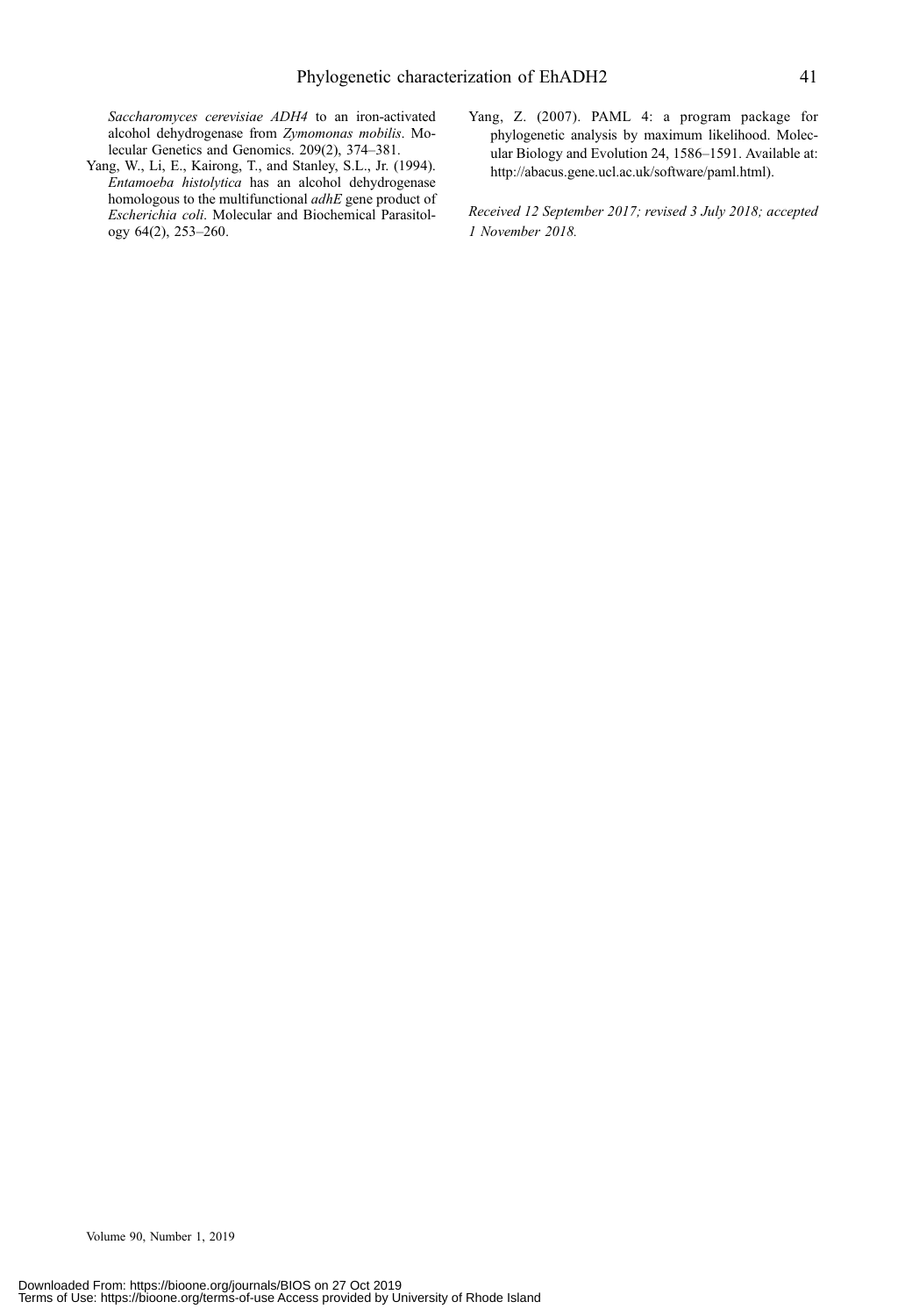*Saccharomyces cerevisiae ADH4* to an iron-activated alcohol dehydrogenase from *Zymomonas mobilis*. Molecular Genetics and Genomics. 209(2), 374–381.

Yang, W., Li, E., Kairong, T., and Stanley, S.L., Jr. (1994). *Entamoeba histolytica* has an alcohol dehydrogenase homologous to the multifunctional *adhE* gene product of *Escherichia coli*. Molecular and Biochemical Parasitology 64(2), 253–260.

Yang, Z. (2007). PAML 4: a program package for phylogenetic analysis by maximum likelihood. Molecular Biology and Evolution 24, 1586–1591. Available at: http://abacus.gene.ucl.ac.uk/software/paml.html).

*Received 12 September 2017; revised 3 July 2018; accepted 1 November 2018.*

Downloaded From: https://bioone.org/journals/BIOS on 27 Oct 2019
Terms of Use: https://bioone.org/terms-of-use Access provided by University of Rhode Island